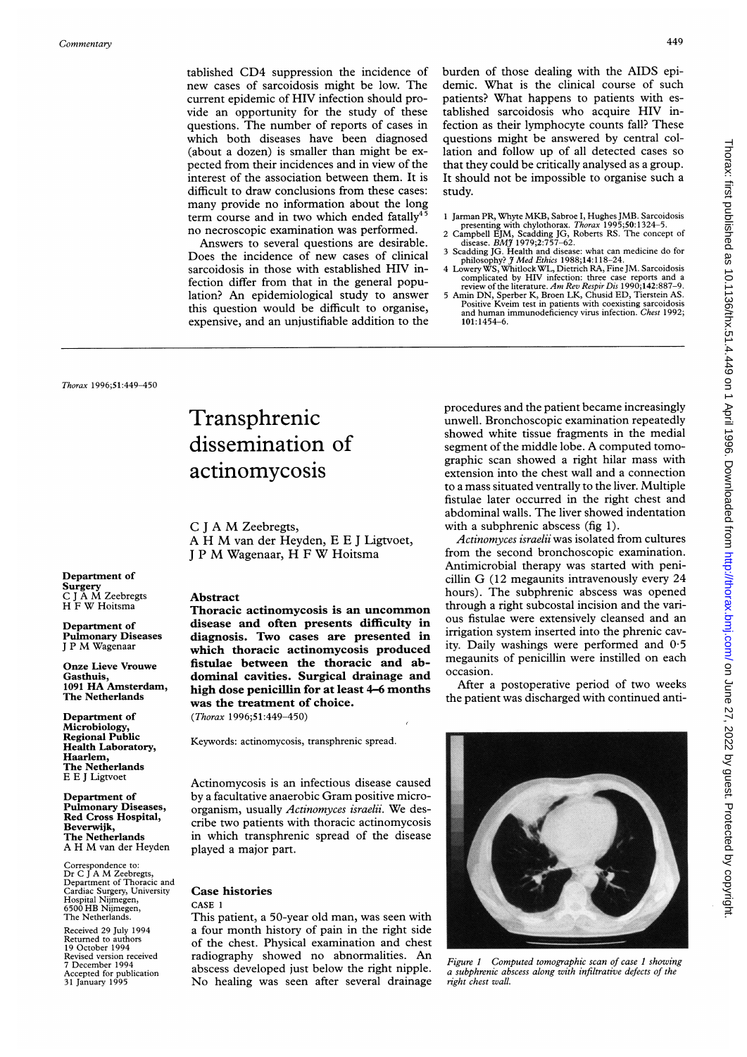tablished CD4 suppression the incidence of new cases of sarcoidosis might be low. The current epidemic of HIV infection should provide an opportunity for the study of these questions. The number of reports of cases in which both diseases have been diagnosed (about a dozen) is smaller than might be expected from their incidences and in view of the interest of the association between them. It is difficult to draw conclusions from these cases: many provide no information about the long term course and in two which ended fatally[4,5] no necroscopic examination was performed.

Answers to several questions are desirable. Does the incidence of new cases of clinical sarcoidosis in those with established HIV infection differ from that in the general population? An epidemiological study to answer this question would be difficult to organise, expensive, and an unjustifiable addition to the burden of those dealing with the AIDS epidemic. What is the clinical course of such patients? What happens to patients with established sarcoidosis who acquire HIV infection as their lymphocyte counts fall? These questions might be answered by central collation and follow up of all detected cases so that they could be critically analysed as a group. It should not be impossible to organise such a study.

1 Jarman PR, Whyte MKB, Sabroe I, Hughes JMB. Sarcoidosis presenting with chylothorax. *Thorax* 1995;**50**:1324–5.
2 Campbell EJM, Scadding JG, Roberts RS. The concept of disease. *BMJ* 1979;**2**:757–62.
3 Scadding JG. Health and disease: what can medicine do for philosophy? *J Med Ethics* 1988;**14**:118–24.
4 Lowery WS, Whitlock WL, Dietrich RA, Fine JM. Sarcoidosis complicated by HIV infection: three case reports and a review of the literature. *Am Rev Respir Dis* 1990;**142**:887–9.
5 Amin DN, Sperber K, Broen LK, Chusid ED, Tierstein AS. Positive Kveim test in patients with coexisting sarcoidosis and human immunodeficiency virus infection. *Chest* 1992; **101**:1454–6.

# Transphrenic dissemination of actinomycosis

C J A M Zeebregts, A H M van der Heyden, E E J Ligtvoet, J P M Wagenaar, H F W Hoitsma

**Department of Surgery**
C J A M Zeebregts
H F W Hoitsma

**Department of Pulmonary Diseases**
J P M Wagenaar

**Onze Lieve Vrouwe Gasthuis, 1091 HA Amsterdam, The Netherlands**

**Department of Microbiology, Regional Public Health Laboratory, Haarlem, The Netherlands**
E E J Ligtvoet

**Department of Pulmonary Diseases, Red Cross Hospital, Beverwijk, The Netherlands**
A H M van der Heyden

Correspondence to: Dr C J A M Zeebregts, Department of Thoracic and Cardiac Surgery, University Hospital Nijmegen, 6500 HB Nijmegen, The Netherlands.

Received 29 July 1994
Returned to authors 19 October 1994
Revised version received 7 December 1994
Accepted for publication 31 January 1995

## Abstract

**Thoracic actinomycosis is an uncommon disease and often presents difficulty in diagnosis. Two cases are presented in which thoracic actinomycosis produced fistulae between the thoracic and abdominal cavities. Surgical drainage and high dose penicillin for at least 4–6 months was the treatment of choice.**

(*Thorax* 1996;**51**:449–450)

Keywords: actinomycosis, transphrenic spread.

Actinomycosis is an infectious disease caused by a facultative anaerobic Gram positive microorganism, usually *Actinomyces israelii*. We describe two patients with thoracic actinomycosis in which transphrenic spread of the disease played a major part.

## Case histories

### CASE 1

This patient, a 50-year old man, was seen with a four month history of pain in the right side of the chest. Physical examination and chest radiography showed no abnormalities. An abscess developed just below the right nipple. No healing was seen after several drainage procedures and the patient became increasingly unwell. Bronchoscopic examination repeatedly showed white tissue fragments in the medial segment of the middle lobe. A computed tomographic scan showed a right hilar mass with extension into the chest wall and a connection to a mass situated ventrally to the liver. Multiple fistulae later occurred in the right chest and abdominal walls. The liver showed indentation with a subphrenic abscess (fig 1).

*Actinomyces israelii* was isolated from cultures from the second bronchoscopic examination. Antimicrobial therapy was started with penicillin G (12 megaunits intravenously every 24 hours). The subphrenic abscess was opened through a right subcostal incision and the various fistulae were extensively cleansed and an irrigation system inserted into the phrenic cavity. Daily washings were performed and 0·5 megaunits of penicillin were instilled on each occasion.

After a postoperative period of two weeks the patient was discharged with continued anti-

*Figure 1 Computed tomographic scan of case 1 showing a subphrenic abscess along with infiltrative defects of the right chest wall.*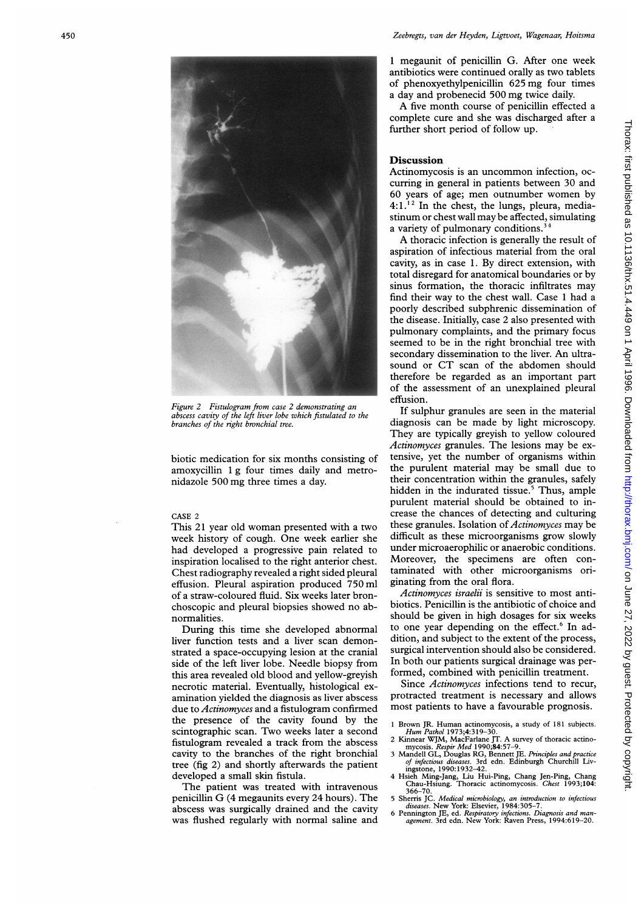Figure 2 Fistulogram from case 2 demonstrating an abscess cavity of the left liver lobe which fistulated to the branches of the right bronchial tree.

biotic medication for six months consisting of amoxycillin 1 g four times daily and metronidazole 500 mg three times a day.

### CASE 2

This 21 year old woman presented with a two week history of cough. One week earlier she had developed a progressive pain related to inspiration localised to the right anterior chest. Chest radiography revealed a right sided pleural effusion. Pleural aspiration produced 750 ml of a straw-coloured fluid. Six weeks later bronchoscopic and pleural biopsies showed no abnormalities.

During this time she developed abnormal liver function tests and a liver scan demonstrated a space-occupying lesion at the cranial side of the left liver lobe. Needle biopsy from this area revealed old blood and yellow-greyish necrotic material. Eventually, histological examination yielded the diagnosis as liver abscess due to *Actinomyces* and a fistulogram confirmed the presence of the cavity found by the scintographic scan. Two weeks later a second fistulogram revealed a track from the abscess cavity to the branches of the right bronchial tree (fig 2) and shortly afterwards the patient developed a small skin fistula.

The patient was treated with intravenous penicillin G (4 megaunits every 24 hours). The abscess was surgically drained and the cavity was flushed regularly with normal saline and 1 megaunit of penicillin G. After one week antibiotics were continued orally as two tablets of phenoxyethylpenicillin 625 mg four times a day and probenecid 500 mg twice daily.

A five month course of penicillin effected a complete cure and she was discharged after a further short period of follow up.

## Discussion

Actinomycosis is an uncommon infection, occurring in general in patients between 30 and 60 years of age; men outnumber women by 4:1.[1 2] In the chest, the lungs, pleura, mediastinum or chest wall may be affected, simulating a variety of pulmonary conditions.[3 4]

A thoracic infection is generally the result of aspiration of infectious material from the oral cavity, as in case 1. By direct extension, with total disregard for anatomical boundaries or by sinus formation, the thoracic infiltrates may find their way to the chest wall. Case 1 had a poorly described subphrenic dissemination of the disease. Initially, case 2 also presented with pulmonary complaints, and the primary focus seemed to be in the right bronchial tree with secondary dissemination to the liver. An ultrasound or CT scan of the abdomen should therefore be regarded as an important part of the assessment of an unexplained pleural effusion.

If sulphur granules are seen in the material diagnosis can be made by light microscopy. They are typically greyish to yellow coloured *Actinomyces* granules. The lesions may be extensive, yet the number of organisms within the purulent material may be small due to their concentration within the granules, safely hidden in the indurated tissue.[5] Thus, ample purulent material should be obtained to increase the chances of detecting and culturing these granules. Isolation of *Actinomyces* may be difficult as these microorganisms grow slowly under microaerophilic or anaerobic conditions. Moreover, the specimens are often contaminated with other microorganisms originating from the oral flora.

*Actinomyces israelii* is sensitive to most antibiotics. Penicillin is the antibiotic of choice and should be given in high dosages for six weeks to one year depending on the effect.[6] In addition, and subject to the extent of the process, surgical intervention should also be considered. In both our patients surgical drainage was performed, combined with penicillin treatment.

Since *Actinomyces* infections tend to recur, protracted treatment is necessary and allows most patients to have a favourable prognosis.

1 Brown JR. Human actinomycosis, a study of 181 subjects. *Hum Pathol* 1973;4:319–30.
2 Kinnear WJM, MacFarlane JT. A survey of thoracic actinomycosis. *Respir Med* 1990;84:57–9.
3 Mandell GL, Douglas RG, Bennett JE. *Principles and practice of infectious diseases.* 3rd edn. Edinburgh Churchill Livingstone, 1990:1932–42.
4 Hsieh Ming-Jang, Liu Hui-Ping, Chang Jen-Ping, Chang Chau-Hsiung. Thoracic actinomycosis. *Chest* 1993;104:366–70.
5 Sherris JC. *Medical microbiology, an introduction to infectious diseases.* New York: Elsevier, 1984:305–7.
6 Pennington JE, ed. *Respiratory infections. Diagnosis and management.* 3rd edn. New York: Raven Press, 1994:619–20.